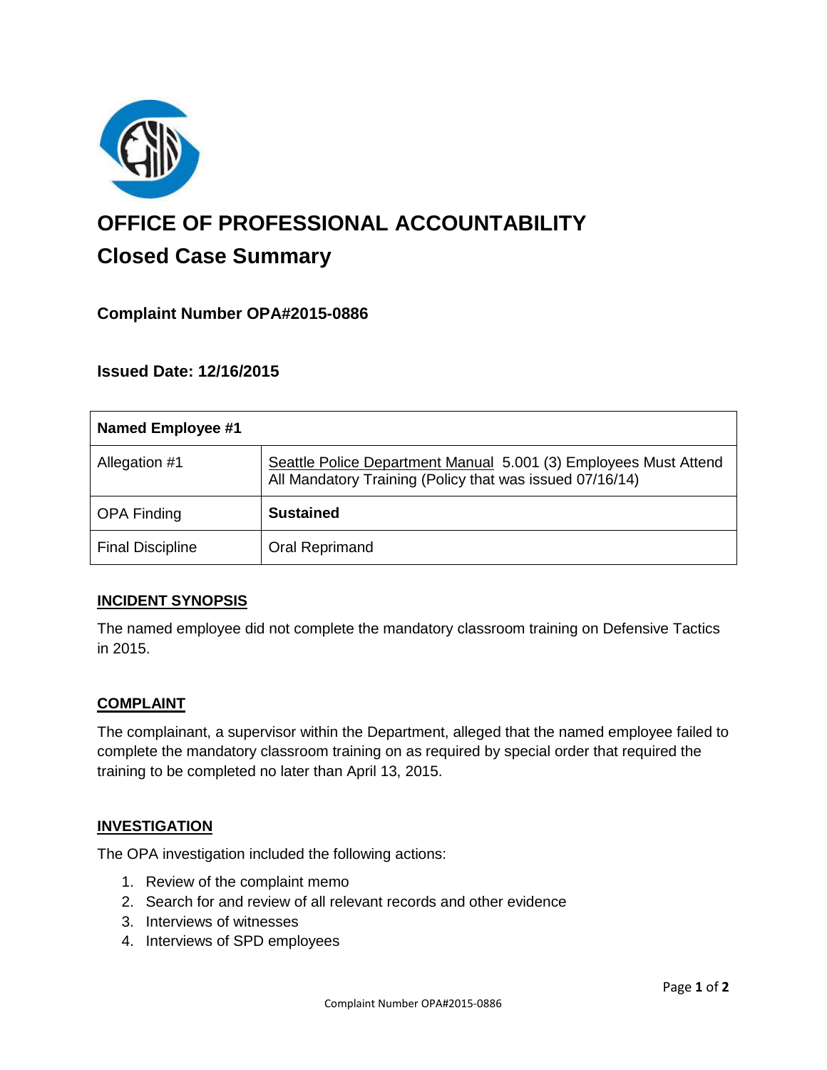# OFFICE OF PROFESSIONAL ACCOUNTABILITY

## Closed Case Summary

### Complaint Number OPA#2015-0886

### Issued Date: 12/16/2015

| Named Employee #1 | |
|---|---|
| Allegation #1 | Seattle Police Department Manual 5.001 (3) Employees Must Attend All Mandatory Training (Policy that was issued 07/16/14) |
| OPA Finding | **Sustained** |
| Final Discipline | Oral Reprimand |

## INCIDENT SYNOPSIS

The named employee did not complete the mandatory classroom training on Defensive Tactics in 2015.

## COMPLAINT

The complainant, a supervisor within the Department, alleged that the named employee failed to complete the mandatory classroom training on as required by special order that required the training to be completed no later than April 13, 2015.

## INVESTIGATION

The OPA investigation included the following actions:

1. Review of the complaint memo
2. Search for and review of all relevant records and other evidence
3. Interviews of witnesses
4. Interviews of SPD employees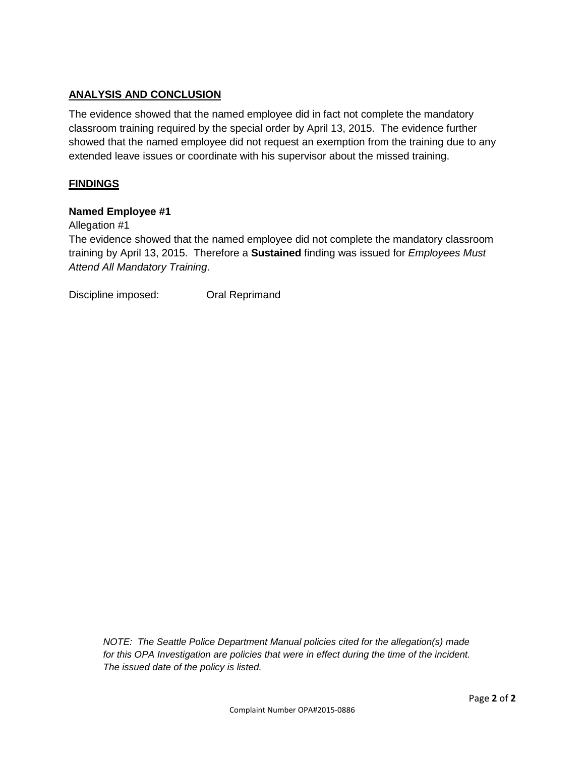## ANALYSIS AND CONCLUSION

The evidence showed that the named employee did in fact not complete the mandatory classroom training required by the special order by April 13, 2015. The evidence further showed that the named employee did not request an exemption from the training due to any extended leave issues or coordinate with his supervisor about the missed training.

## FINDINGS

**Named Employee #1**

Allegation #1

The evidence showed that the named employee did not complete the mandatory classroom training by April 13, 2015. Therefore a **Sustained** finding was issued for *Employees Must Attend All Mandatory Training*.

Discipline imposed: Oral Reprimand

*NOTE: The Seattle Police Department Manual policies cited for the allegation(s) made for this OPA Investigation are policies that were in effect during the time of the incident. The issued date of the policy is listed.*

Complaint Number OPA#2015-0886